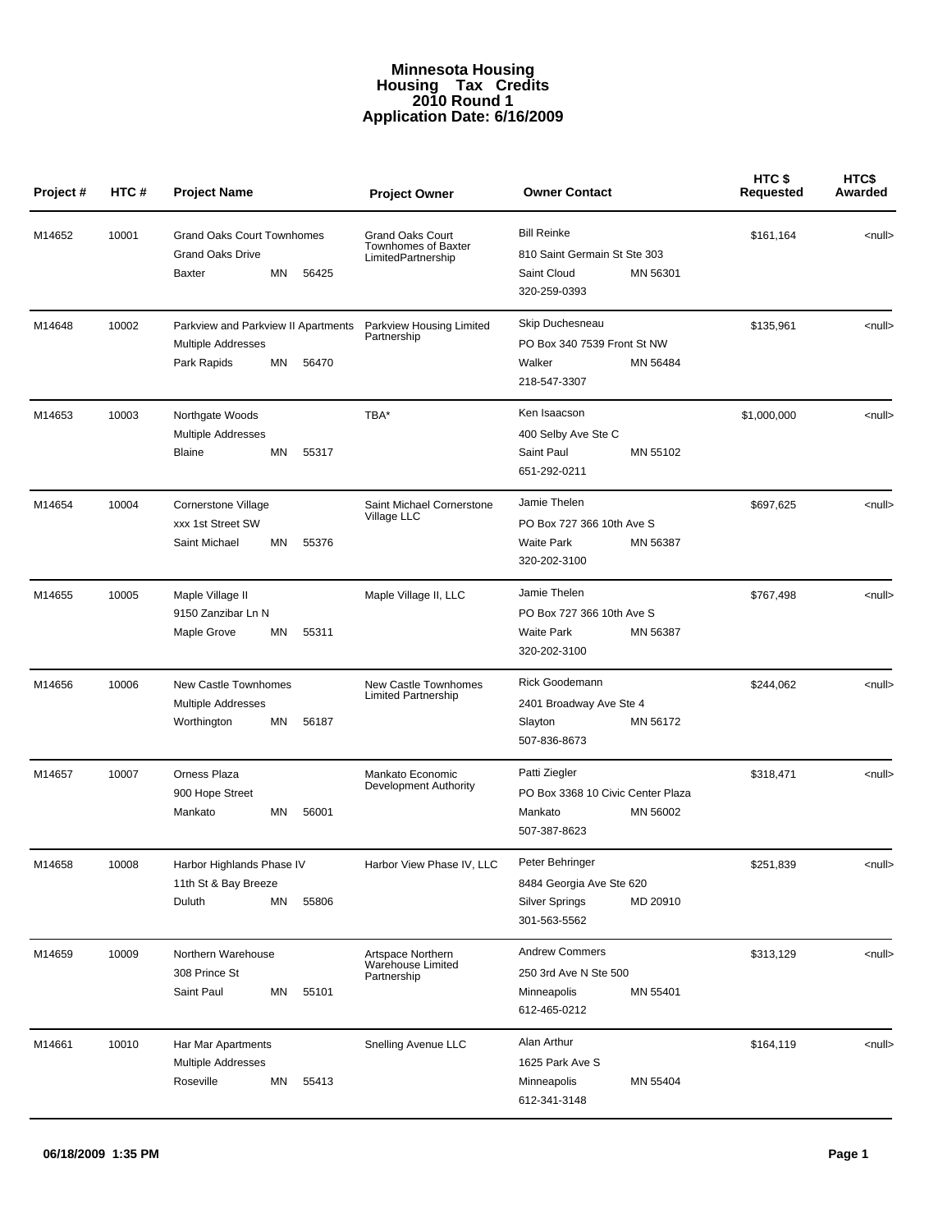# Minnesota Housing
# Housing Tax Credits
# 2010 Round 1
# Application Date: 6/16/2009

| Project # | HTC # | Project Name | Project Owner | Owner Contact | HTC $ Requested | HTC$ Awarded |
|---|---|---|---|---|---|---|
| M14652 | 10001 | Grand Oaks Court Townhomes<br>Grand Oaks Drive<br>Baxter MN 56425 | Grand Oaks Court Townhomes of Baxter LimitedPartnership | Bill Reinke<br>810 Saint Germain St Ste 303<br>Saint Cloud MN 56301<br>320-259-0393 | $161,164 | <null> |
| M14648 | 10002 | Parkview and Parkview II Apartments<br>Multiple Addresses<br>Park Rapids MN 56470 | Parkview Housing Limited Partnership | Skip Duchesneau<br>PO Box 340 7539 Front St NW<br>Walker MN 56484<br>218-547-3307 | $135,961 | <null> |
| M14653 | 10003 | Northgate Woods<br>Multiple Addresses<br>Blaine MN 55317 | TBA* | Ken Isaacson<br>400 Selby Ave Ste C<br>Saint Paul MN 55102<br>651-292-0211 | $1,000,000 | <null> |
| M14654 | 10004 | Cornerstone Village<br>xxx 1st Street SW<br>Saint Michael MN 55376 | Saint Michael Cornerstone Village LLC | Jamie Thelen<br>PO Box 727 366 10th Ave S<br>Waite Park MN 56387<br>320-202-3100 | $697,625 | <null> |
| M14655 | 10005 | Maple Village II<br>9150 Zanzibar Ln N<br>Maple Grove MN 55311 | Maple Village II, LLC | Jamie Thelen<br>PO Box 727 366 10th Ave S<br>Waite Park MN 56387<br>320-202-3100 | $767,498 | <null> |
| M14656 | 10006 | New Castle Townhomes<br>Multiple Addresses<br>Worthington MN 56187 | New Castle Townhomes Limited Partnership | Rick Goodemann<br>2401 Broadway Ave Ste 4<br>Slayton MN 56172<br>507-836-8673 | $244,062 | <null> |
| M14657 | 10007 | Orness Plaza<br>900 Hope Street<br>Mankato MN 56001 | Mankato Economic Development Authority | Patti Ziegler<br>PO Box 3368 10 Civic Center Plaza<br>Mankato MN 56002<br>507-387-8623 | $318,471 | <null> |
| M14658 | 10008 | Harbor Highlands Phase IV<br>11th St & Bay Breeze<br>Duluth MN 55806 | Harbor View Phase IV, LLC | Peter Behringer<br>8484 Georgia Ave Ste 620<br>Silver Springs MD 20910<br>301-563-5562 | $251,839 | <null> |
| M14659 | 10009 | Northern Warehouse<br>308 Prince St<br>Saint Paul MN 55101 | Artspace Northern Warehouse Limited Partnership | Andrew Commers<br>250 3rd Ave N Ste 500<br>Minneapolis MN 55401<br>612-465-0212 | $313,129 | <null> |
| M14661 | 10010 | Har Mar Apartments<br>Multiple Addresses<br>Roseville MN 55413 | Snelling Avenue LLC | Alan Arthur<br>1625 Park Ave S<br>Minneapolis MN 55404<br>612-341-3148 | $164,119 | <null> |

06/18/2009 1:35 PM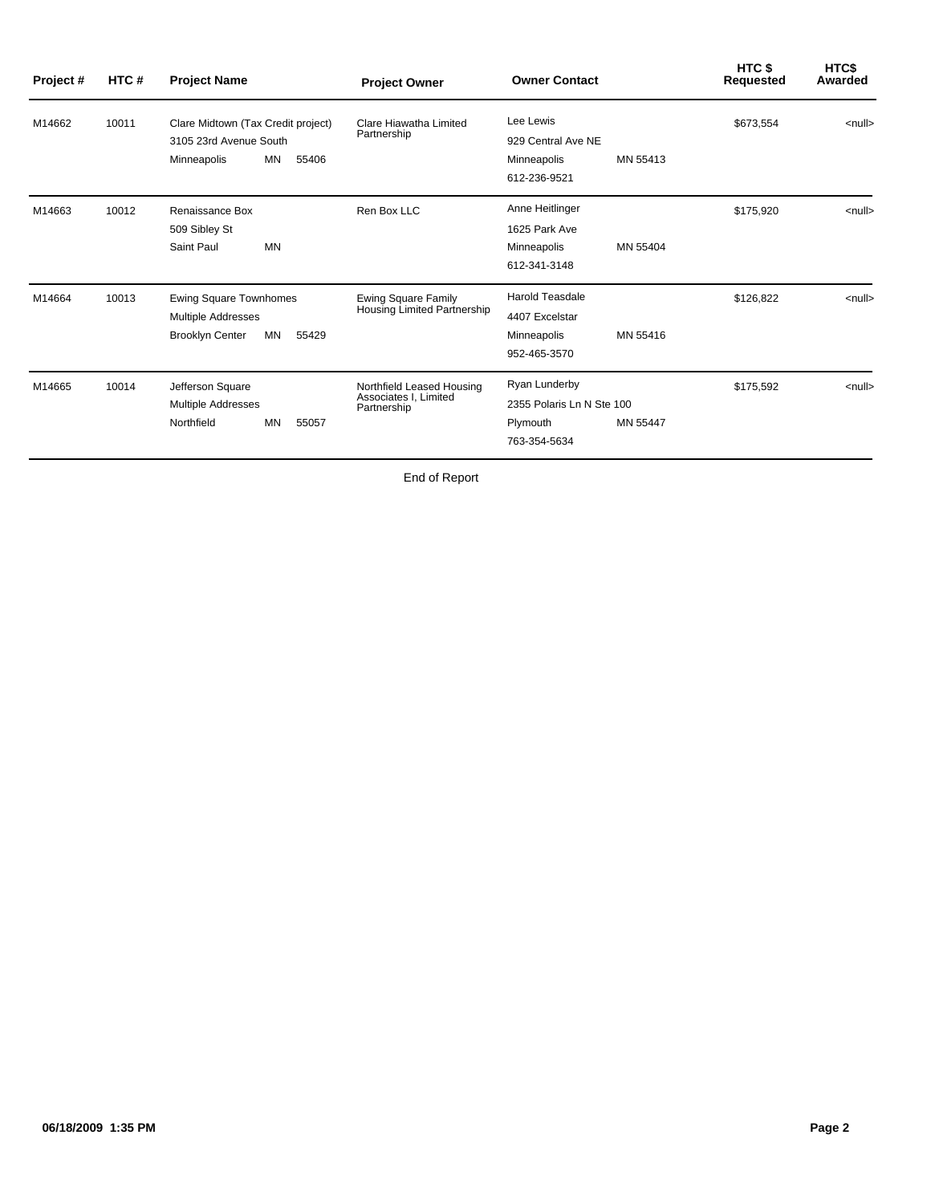| Project # | HTC # | Project Name | Project Owner | Owner Contact | HTC $ Requested | HTC$ Awarded |
|---|---|---|---|---|---|---|
| M14662 | 10011 | Clare Midtown (Tax Credit project)<br>3105 23rd Avenue South<br>Minneapolis MN 55406 | Clare Hiawatha Limited Partnership | Lee Lewis<br>929 Central Ave NE<br>Minneapolis MN 55413<br>612-236-9521 | $673,554 | <null> |
| M14663 | 10012 | Renaissance Box<br>509 Sibley St<br>Saint Paul MN | Ren Box LLC | Anne Heitlinger<br>1625 Park Ave<br>Minneapolis MN 55404<br>612-341-3148 | $175,920 | <null> |
| M14664 | 10013 | Ewing Square Townhomes<br>Multiple Addresses<br>Brooklyn Center MN 55429 | Ewing Square Family Housing Limited Partnership | Harold Teasdale<br>4407 Excelstar<br>Minneapolis MN 55416<br>952-465-3570 | $126,822 | <null> |
| M14665 | 10014 | Jefferson Square<br>Multiple Addresses<br>Northfield MN 55057 | Northfield Leased Housing Associates I, Limited Partnership | Ryan Lunderby<br>2355 Polaris Ln N Ste 100<br>Plymouth MN 55447<br>763-354-5634 | $175,592 | <null> |

End of Report

06/18/2009 1:35 PM